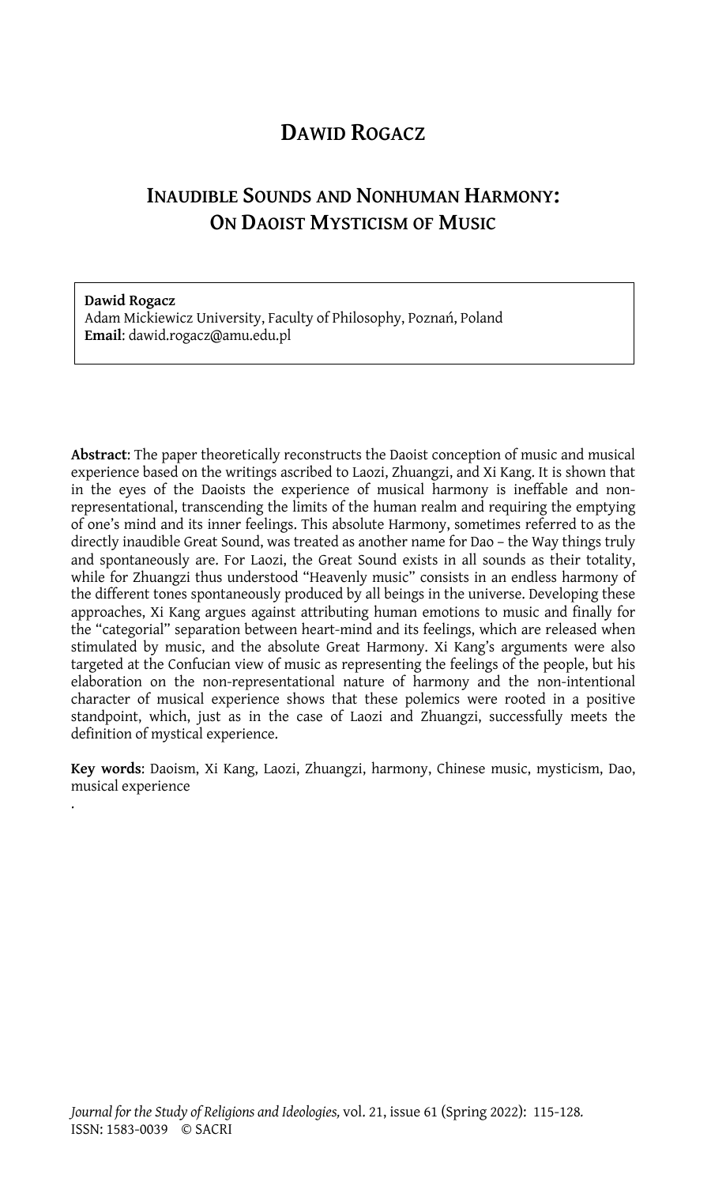# DAWID ROGACZ

## INAUDIBLE SOUNDS AND NONHUMAN HARMONY: ON DAOIST MYSTICISM OF MUSIC

**Dawid Rogacz**
Adam Mickiewicz University, Faculty of Philosophy, Poznań, Poland
**Email**: dawid.rogacz@amu.edu.pl

**Abstract**: The paper theoretically reconstructs the Daoist conception of music and musical experience based on the writings ascribed to Laozi, Zhuangzi, and Xi Kang. It is shown that in the eyes of the Daoists the experience of musical harmony is ineffable and non-representational, transcending the limits of the human realm and requiring the emptying of one's mind and its inner feelings. This absolute Harmony, sometimes referred to as the directly inaudible Great Sound, was treated as another name for Dao – the Way things truly and spontaneously are. For Laozi, the Great Sound exists in all sounds as their totality, while for Zhuangzi thus understood "Heavenly music" consists in an endless harmony of the different tones spontaneously produced by all beings in the universe. Developing these approaches, Xi Kang argues against attributing human emotions to music and finally for the "categorial" separation between heart-mind and its feelings, which are released when stimulated by music, and the absolute Great Harmony. Xi Kang's arguments were also targeted at the Confucian view of music as representing the feelings of the people, but his elaboration on the non-representational nature of harmony and the non-intentional character of musical experience shows that these polemics were rooted in a positive standpoint, which, just as in the case of Laozi and Zhuangzi, successfully meets the definition of mystical experience.

**Key words**: Daoism, Xi Kang, Laozi, Zhuangzi, harmony, Chinese music, mysticism, Dao, musical experience

*Journal for the Study of Religions and Ideologies,* vol. 21, issue 61 (Spring 2022): 115-128.
ISSN: 1583-0039 © SACRI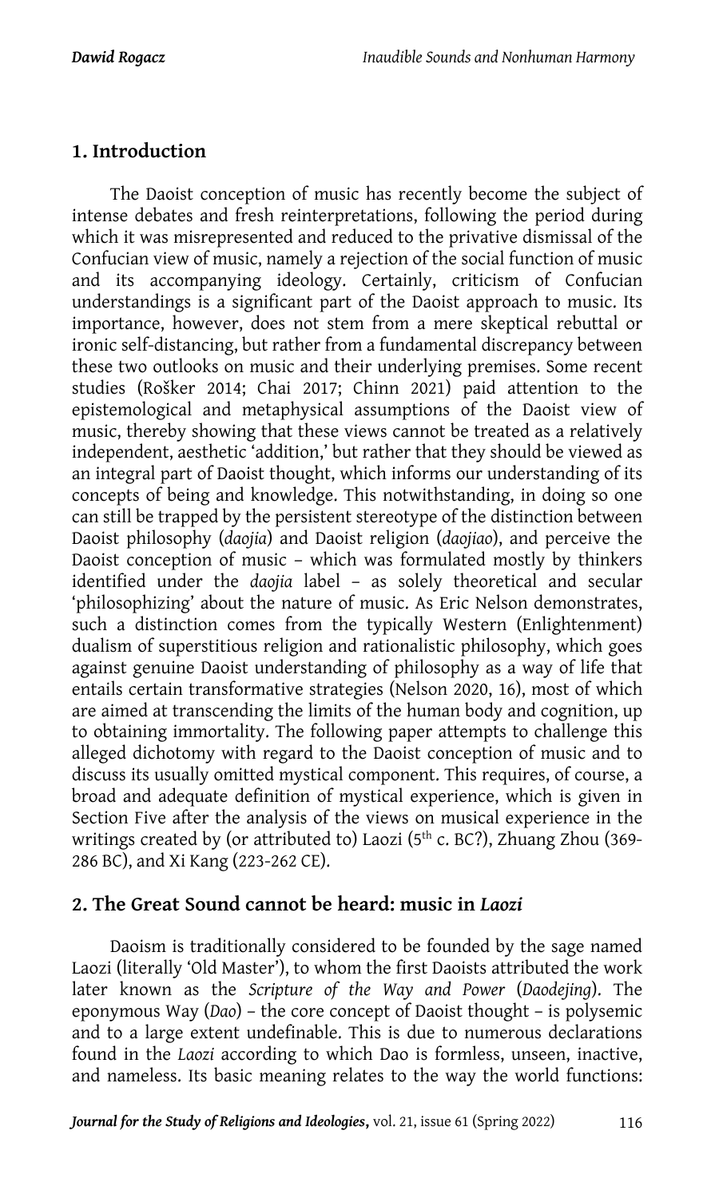## 1. Introduction

The Daoist conception of music has recently become the subject of intense debates and fresh reinterpretations, following the period during which it was misrepresented and reduced to the privative dismissal of the Confucian view of music, namely a rejection of the social function of music and its accompanying ideology. Certainly, criticism of Confucian understandings is a significant part of the Daoist approach to music. Its importance, however, does not stem from a mere skeptical rebuttal or ironic self-distancing, but rather from a fundamental discrepancy between these two outlooks on music and their underlying premises. Some recent studies (Rošker 2014; Chai 2017; Chinn 2021) paid attention to the epistemological and metaphysical assumptions of the Daoist view of music, thereby showing that these views cannot be treated as a relatively independent, aesthetic 'addition,' but rather that they should be viewed as an integral part of Daoist thought, which informs our understanding of its concepts of being and knowledge. This notwithstanding, in doing so one can still be trapped by the persistent stereotype of the distinction between Daoist philosophy (*daojia*) and Daoist religion (*daojiao*), and perceive the Daoist conception of music – which was formulated mostly by thinkers identified under the *daojia* label – as solely theoretical and secular 'philosophizing' about the nature of music. As Eric Nelson demonstrates, such a distinction comes from the typically Western (Enlightenment) dualism of superstitious religion and rationalistic philosophy, which goes against genuine Daoist understanding of philosophy as a way of life that entails certain transformative strategies (Nelson 2020, 16), most of which are aimed at transcending the limits of the human body and cognition, up to obtaining immortality. The following paper attempts to challenge this alleged dichotomy with regard to the Daoist conception of music and to discuss its usually omitted mystical component. This requires, of course, a broad and adequate definition of mystical experience, which is given in Section Five after the analysis of the views on musical experience in the writings created by (or attributed to) Laozi (5th c. BC?), Zhuang Zhou (369-286 BC), and Xi Kang (223-262 CE).

## 2. The Great Sound cannot be heard: music in *Laozi*

Daoism is traditionally considered to be founded by the sage named Laozi (literally 'Old Master'), to whom the first Daoists attributed the work later known as the *Scripture of the Way and Power* (*Daodejing*). The eponymous Way (*Dao*) – the core concept of Daoist thought – is polysemic and to a large extent undefinable. This is due to numerous declarations found in the *Laozi* according to which Dao is formless, unseen, inactive, and nameless. Its basic meaning relates to the way the world functions: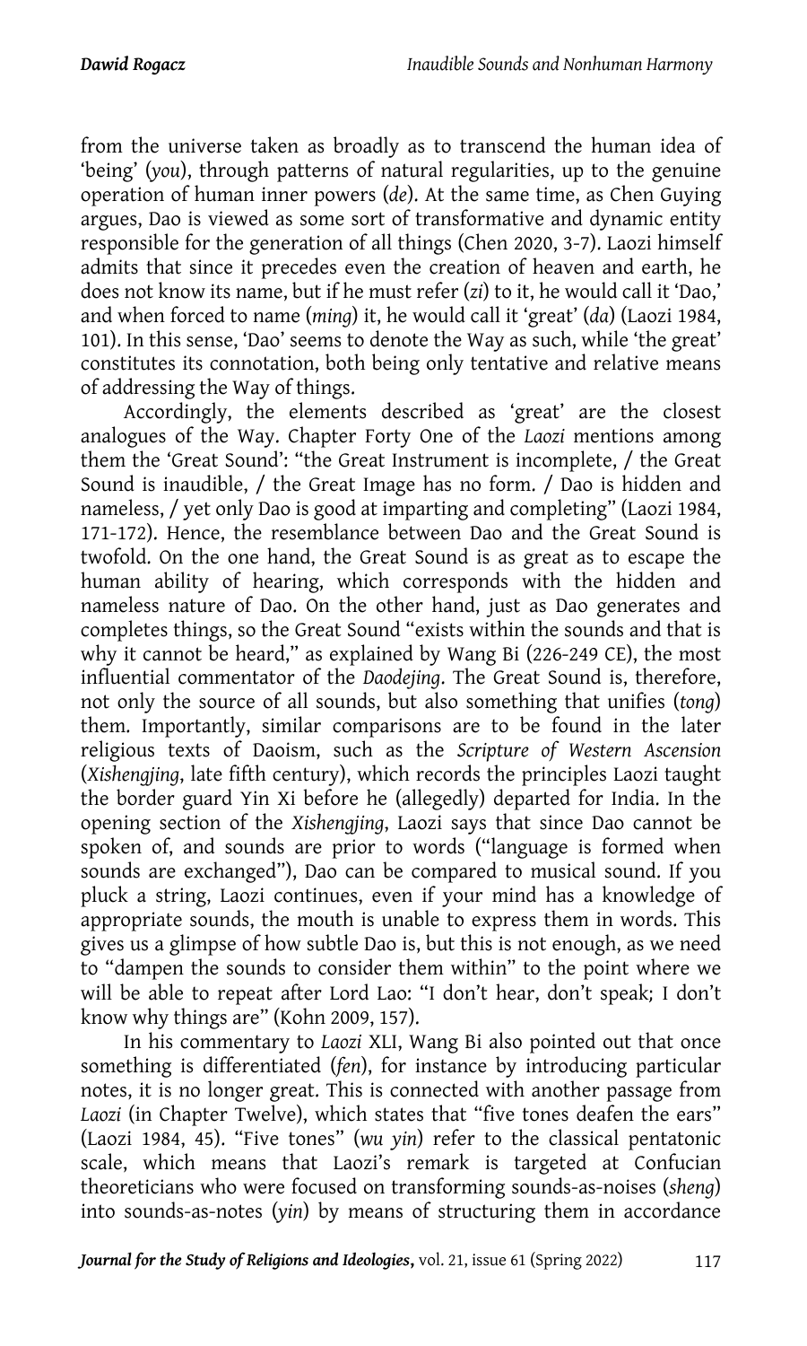from the universe taken as broadly as to transcend the human idea of 'being' (*you*), through patterns of natural regularities, up to the genuine operation of human inner powers (*de*). At the same time, as Chen Guying argues, Dao is viewed as some sort of transformative and dynamic entity responsible for the generation of all things (Chen 2020, 3-7). Laozi himself admits that since it precedes even the creation of heaven and earth, he does not know its name, but if he must refer (*zi*) to it, he would call it 'Dao,' and when forced to name (*ming*) it, he would call it 'great' (*da*) (Laozi 1984, 101). In this sense, 'Dao' seems to denote the Way as such, while 'the great' constitutes its connotation, both being only tentative and relative means of addressing the Way of things.

Accordingly, the elements described as 'great' are the closest analogues of the Way. Chapter Forty One of the *Laozi* mentions among them the 'Great Sound': "the Great Instrument is incomplete, / the Great Sound is inaudible, / the Great Image has no form. / Dao is hidden and nameless, / yet only Dao is good at imparting and completing" (Laozi 1984, 171-172). Hence, the resemblance between Dao and the Great Sound is twofold. On the one hand, the Great Sound is as great as to escape the human ability of hearing, which corresponds with the hidden and nameless nature of Dao. On the other hand, just as Dao generates and completes things, so the Great Sound "exists within the sounds and that is why it cannot be heard," as explained by Wang Bi (226-249 CE), the most influential commentator of the *Daodejing*. The Great Sound is, therefore, not only the source of all sounds, but also something that unifies (*tong*) them. Importantly, similar comparisons are to be found in the later religious texts of Daoism, such as the *Scripture of Western Ascension* (*Xishengjing*, late fifth century), which records the principles Laozi taught the border guard Yin Xi before he (allegedly) departed for India. In the opening section of the *Xishengjing*, Laozi says that since Dao cannot be spoken of, and sounds are prior to words ("language is formed when sounds are exchanged"), Dao can be compared to musical sound. If you pluck a string, Laozi continues, even if your mind has a knowledge of appropriate sounds, the mouth is unable to express them in words. This gives us a glimpse of how subtle Dao is, but this is not enough, as we need to "dampen the sounds to consider them within" to the point where we will be able to repeat after Lord Lao: "I don't hear, don't speak; I don't know why things are" (Kohn 2009, 157).

In his commentary to *Laozi* XLI, Wang Bi also pointed out that once something is differentiated (*fen*), for instance by introducing particular notes, it is no longer great. This is connected with another passage from *Laozi* (in Chapter Twelve), which states that "five tones deafen the ears" (Laozi 1984, 45). "Five tones" (*wu yin*) refer to the classical pentatonic scale, which means that Laozi's remark is targeted at Confucian theoreticians who were focused on transforming sounds-as-noises (*sheng*) into sounds-as-notes (*yin*) by means of structuring them in accordance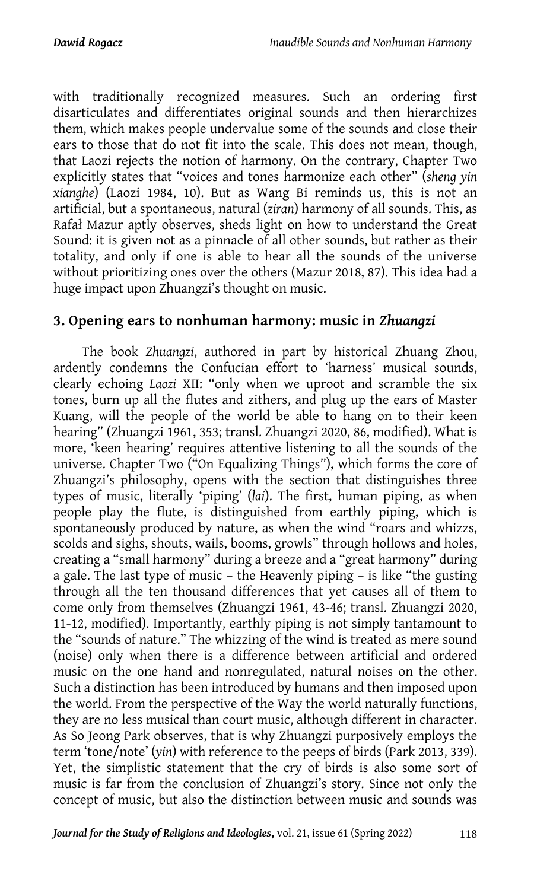with traditionally recognized measures. Such an ordering first disarticulates and differentiates original sounds and then hierarchizes them, which makes people undervalue some of the sounds and close their ears to those that do not fit into the scale. This does not mean, though, that Laozi rejects the notion of harmony. On the contrary, Chapter Two explicitly states that "voices and tones harmonize each other" (*sheng yin xianghe*) (Laozi 1984, 10). But as Wang Bi reminds us, this is not an artificial, but a spontaneous, natural (*ziran*) harmony of all sounds. This, as Rafał Mazur aptly observes, sheds light on how to understand the Great Sound: it is given not as a pinnacle of all other sounds, but rather as their totality, and only if one is able to hear all the sounds of the universe without prioritizing ones over the others (Mazur 2018, 87). This idea had a huge impact upon Zhuangzi's thought on music.

## 3. Opening ears to nonhuman harmony: music in *Zhuangzi*

The book *Zhuangzi*, authored in part by historical Zhuang Zhou, ardently condemns the Confucian effort to 'harness' musical sounds, clearly echoing *Laozi* XII: "only when we uproot and scramble the six tones, burn up all the flutes and zithers, and plug up the ears of Master Kuang, will the people of the world be able to hang on to their keen hearing" (Zhuangzi 1961, 353; transl. Zhuangzi 2020, 86, modified). What is more, 'keen hearing' requires attentive listening to all the sounds of the universe. Chapter Two ("On Equalizing Things"), which forms the core of Zhuangzi's philosophy, opens with the section that distinguishes three types of music, literally 'piping' (*lai*). The first, human piping, as when people play the flute, is distinguished from earthly piping, which is spontaneously produced by nature, as when the wind "roars and whizzs, scolds and sighs, shouts, wails, booms, growls" through hollows and holes, creating a "small harmony" during a breeze and a "great harmony" during a gale. The last type of music – the Heavenly piping – is like "the gusting through all the ten thousand differences that yet causes all of them to come only from themselves (Zhuangzi 1961, 43-46; transl. Zhuangzi 2020, 11-12, modified). Importantly, earthly piping is not simply tantamount to the "sounds of nature." The whizzing of the wind is treated as mere sound (noise) only when there is a difference between artificial and ordered music on the one hand and nonregulated, natural noises on the other. Such a distinction has been introduced by humans and then imposed upon the world. From the perspective of the Way the world naturally functions, they are no less musical than court music, although different in character. As So Jeong Park observes, that is why Zhuangzi purposively employs the term 'tone/note' (*yin*) with reference to the peeps of birds (Park 2013, 339). Yet, the simplistic statement that the cry of birds is also some sort of music is far from the conclusion of Zhuangzi's story. Since not only the concept of music, but also the distinction between music and sounds was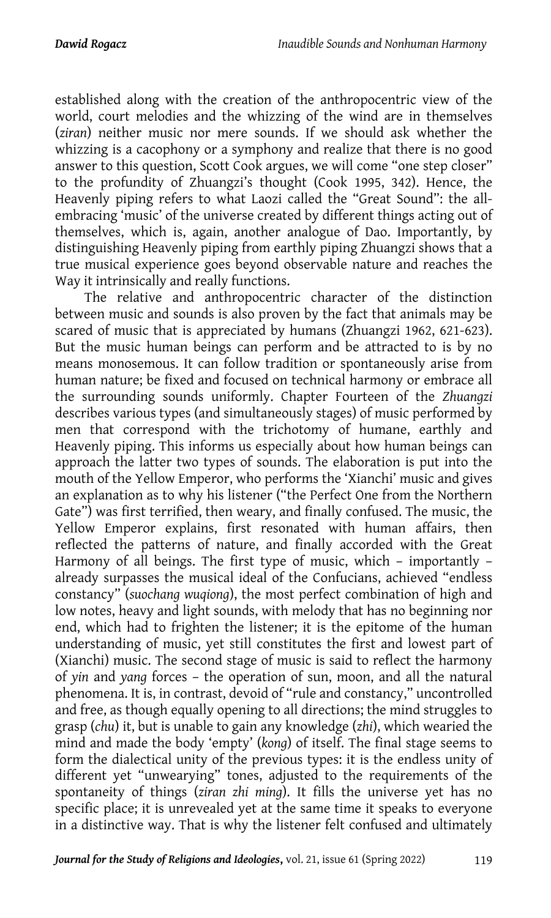established along with the creation of the anthropocentric view of the world, court melodies and the whizzing of the wind are in themselves (*ziran*) neither music nor mere sounds. If we should ask whether the whizzing is a cacophony or a symphony and realize that there is no good answer to this question, Scott Cook argues, we will come "one step closer" to the profundity of Zhuangzi's thought (Cook 1995, 342). Hence, the Heavenly piping refers to what Laozi called the "Great Sound": the all-embracing 'music' of the universe created by different things acting out of themselves, which is, again, another analogue of Dao. Importantly, by distinguishing Heavenly piping from earthly piping Zhuangzi shows that a true musical experience goes beyond observable nature and reaches the Way it intrinsically and really functions.

The relative and anthropocentric character of the distinction between music and sounds is also proven by the fact that animals may be scared of music that is appreciated by humans (Zhuangzi 1962, 621-623). But the music human beings can perform and be attracted to is by no means monosemous. It can follow tradition or spontaneously arise from human nature; be fixed and focused on technical harmony or embrace all the surrounding sounds uniformly. Chapter Fourteen of the *Zhuangzi* describes various types (and simultaneously stages) of music performed by men that correspond with the trichotomy of humane, earthly and Heavenly piping. This informs us especially about how human beings can approach the latter two types of sounds. The elaboration is put into the mouth of the Yellow Emperor, who performs the 'Xianchi' music and gives an explanation as to why his listener ("the Perfect One from the Northern Gate") was first terrified, then weary, and finally confused. The music, the Yellow Emperor explains, first resonated with human affairs, then reflected the patterns of nature, and finally accorded with the Great Harmony of all beings. The first type of music, which – importantly – already surpasses the musical ideal of the Confucians, achieved "endless constancy" (*suochang wuqiong*), the most perfect combination of high and low notes, heavy and light sounds, with melody that has no beginning nor end, which had to frighten the listener; it is the epitome of the human understanding of music, yet still constitutes the first and lowest part of (Xianchi) music. The second stage of music is said to reflect the harmony of *yin* and *yang* forces – the operation of sun, moon, and all the natural phenomena. It is, in contrast, devoid of "rule and constancy," uncontrolled and free, as though equally opening to all directions; the mind struggles to grasp (*chu*) it, but is unable to gain any knowledge (*zhi*), which wearied the mind and made the body 'empty' (*kong*) of itself. The final stage seems to form the dialectical unity of the previous types: it is the endless unity of different yet "unwearying" tones, adjusted to the requirements of the spontaneity of things (*ziran zhi ming*). It fills the universe yet has no specific place; it is unrevealed yet at the same time it speaks to everyone in a distinctive way. That is why the listener felt confused and ultimately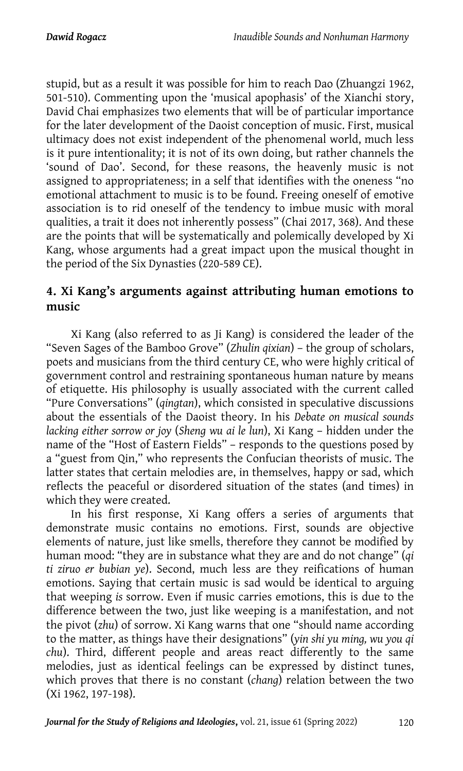stupid, but as a result it was possible for him to reach Dao (Zhuangzi 1962, 501-510). Commenting upon the 'musical apophasis' of the Xianchi story, David Chai emphasizes two elements that will be of particular importance for the later development of the Daoist conception of music. First, musical ultimacy does not exist independent of the phenomenal world, much less is it pure intentionality; it is not of its own doing, but rather channels the 'sound of Dao'. Second, for these reasons, the heavenly music is not assigned to appropriateness; in a self that identifies with the oneness "no emotional attachment to music is to be found. Freeing oneself of emotive association is to rid oneself of the tendency to imbue music with moral qualities, a trait it does not inherently possess" (Chai 2017, 368). And these are the points that will be systematically and polemically developed by Xi Kang, whose arguments had a great impact upon the musical thought in the period of the Six Dynasties (220-589 CE).

## 4. Xi Kang's arguments against attributing human emotions to music

Xi Kang (also referred to as Ji Kang) is considered the leader of the "Seven Sages of the Bamboo Grove" (*Zhulin qixian*) – the group of scholars, poets and musicians from the third century CE, who were highly critical of government control and restraining spontaneous human nature by means of etiquette. His philosophy is usually associated with the current called "Pure Conversations" (*qingtan*), which consisted in speculative discussions about the essentials of the Daoist theory. In his *Debate on musical sounds lacking either sorrow or joy* (*Sheng wu ai le lun*), Xi Kang – hidden under the name of the "Host of Eastern Fields" – responds to the questions posed by a "guest from Qin," who represents the Confucian theorists of music. The latter states that certain melodies are, in themselves, happy or sad, which reflects the peaceful or disordered situation of the states (and times) in which they were created.

In his first response, Xi Kang offers a series of arguments that demonstrate music contains no emotions. First, sounds are objective elements of nature, just like smells, therefore they cannot be modified by human mood: "they are in substance what they are and do not change" (*qi ti ziruo er bubian ye*). Second, much less are they reifications of human emotions. Saying that certain music is sad would be identical to arguing that weeping *is* sorrow. Even if music carries emotions, this is due to the difference between the two, just like weeping is a manifestation, and not the pivot (*zhu*) of sorrow. Xi Kang warns that one "should name according to the matter, as things have their designations" (*yin shi yu ming, wu you qi chu*). Third, different people and areas react differently to the same melodies, just as identical feelings can be expressed by distinct tunes, which proves that there is no constant (*chang*) relation between the two (Xi 1962, 197-198).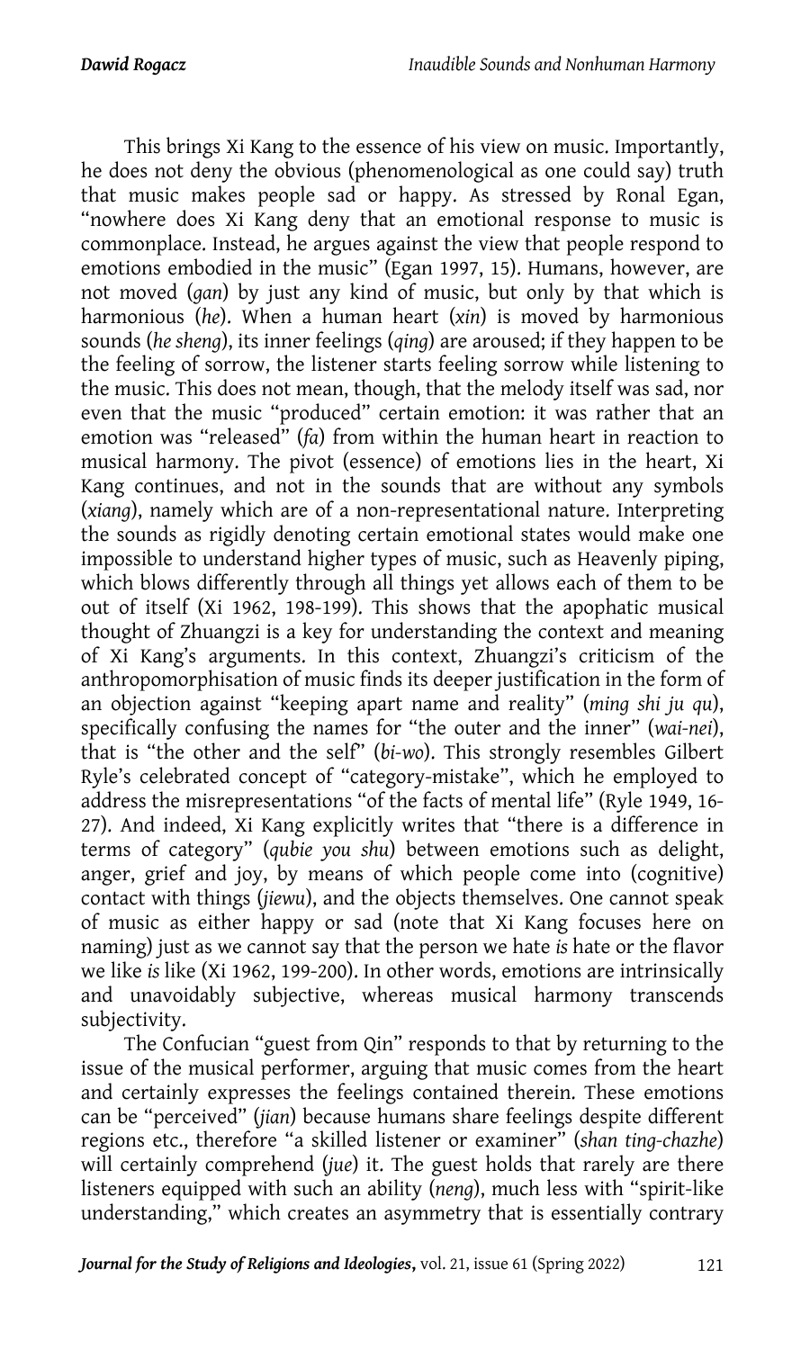This brings Xi Kang to the essence of his view on music. Importantly, he does not deny the obvious (phenomenological as one could say) truth that music makes people sad or happy. As stressed by Ronal Egan, "nowhere does Xi Kang deny that an emotional response to music is commonplace. Instead, he argues against the view that people respond to emotions embodied in the music" (Egan 1997, 15). Humans, however, are not moved (*gan*) by just any kind of music, but only by that which is harmonious (*he*). When a human heart (*xin*) is moved by harmonious sounds (*he sheng*), its inner feelings (*qing*) are aroused; if they happen to be the feeling of sorrow, the listener starts feeling sorrow while listening to the music. This does not mean, though, that the melody itself was sad, nor even that the music "produced" certain emotion: it was rather that an emotion was "released" (*fa*) from within the human heart in reaction to musical harmony. The pivot (essence) of emotions lies in the heart, Xi Kang continues, and not in the sounds that are without any symbols (*xiang*), namely which are of a non-representational nature. Interpreting the sounds as rigidly denoting certain emotional states would make one impossible to understand higher types of music, such as Heavenly piping, which blows differently through all things yet allows each of them to be out of itself (Xi 1962, 198-199). This shows that the apophatic musical thought of Zhuangzi is a key for understanding the context and meaning of Xi Kang's arguments. In this context, Zhuangzi's criticism of the anthropomorphisation of music finds its deeper justification in the form of an objection against "keeping apart name and reality" (*ming shi ju qu*), specifically confusing the names for "the outer and the inner" (*wai-nei*), that is "the other and the self" (*bi-wo*). This strongly resembles Gilbert Ryle's celebrated concept of "category-mistake", which he employed to address the misrepresentations "of the facts of mental life" (Ryle 1949, 16-27). And indeed, Xi Kang explicitly writes that "there is a difference in terms of category" (*qubie you shu*) between emotions such as delight, anger, grief and joy, by means of which people come into (cognitive) contact with things (*jiewu*), and the objects themselves. One cannot speak of music as either happy or sad (note that Xi Kang focuses here on naming) just as we cannot say that the person we hate *is* hate or the flavor we like *is* like (Xi 1962, 199-200). In other words, emotions are intrinsically and unavoidably subjective, whereas musical harmony transcends subjectivity.

The Confucian "guest from Qin" responds to that by returning to the issue of the musical performer, arguing that music comes from the heart and certainly expresses the feelings contained therein. These emotions can be "perceived" (*jian*) because humans share feelings despite different regions etc., therefore "a skilled listener or examiner" (*shan ting-chazhe*) will certainly comprehend (*jue*) it. The guest holds that rarely are there listeners equipped with such an ability (*neng*), much less with "spirit-like understanding," which creates an asymmetry that is essentially contrary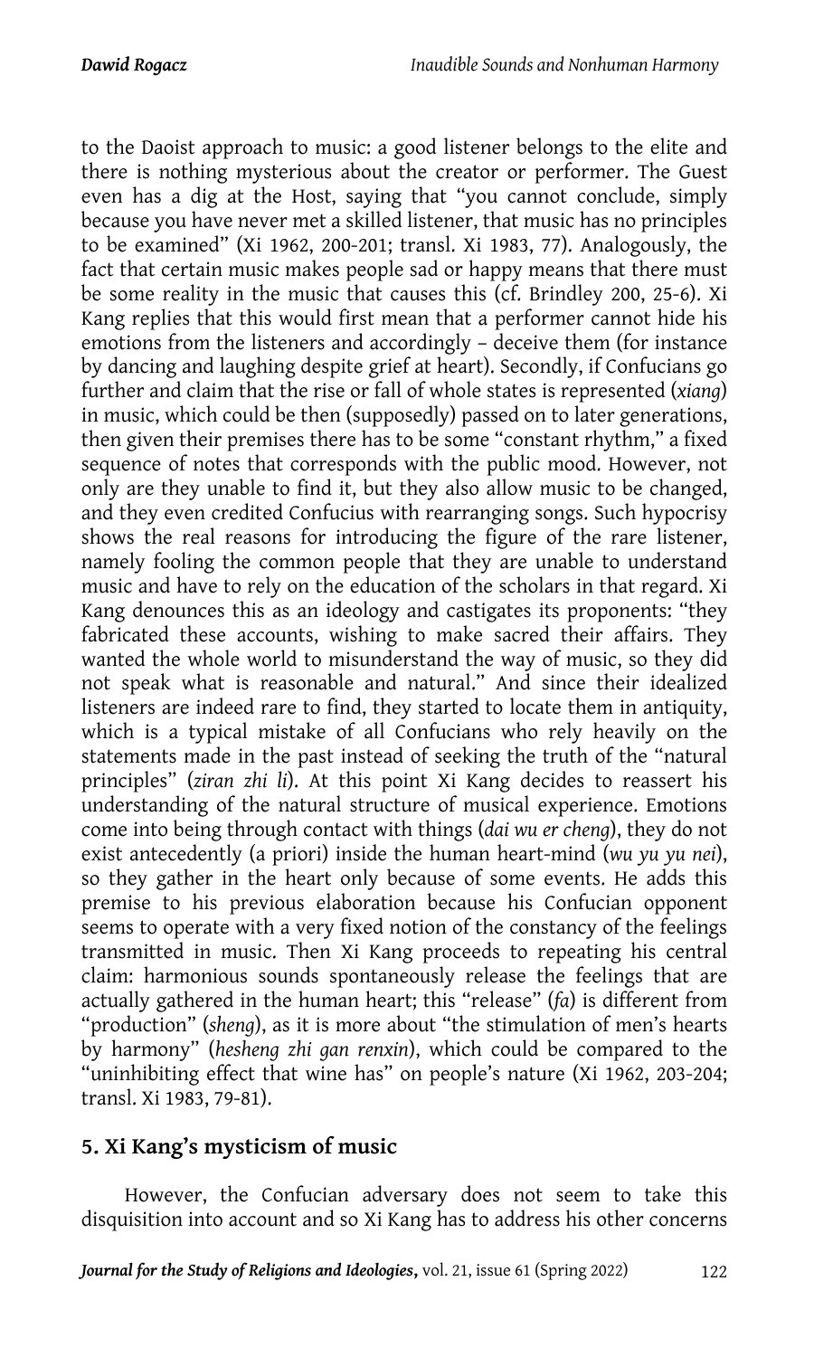to the Daoist approach to music: a good listener belongs to the elite and there is nothing mysterious about the creator or performer. The Guest even has a dig at the Host, saying that "you cannot conclude, simply because you have never met a skilled listener, that music has no principles to be examined" (Xi 1962, 200-201; transl. Xi 1983, 77). Analogously, the fact that certain music makes people sad or happy means that there must be some reality in the music that causes this (cf. Brindley 200, 25-6). Xi Kang replies that this would first mean that a performer cannot hide his emotions from the listeners and accordingly – deceive them (for instance by dancing and laughing despite grief at heart). Secondly, if Confucians go further and claim that the rise or fall of whole states is represented (*xiang*) in music, which could be then (supposedly) passed on to later generations, then given their premises there has to be some "constant rhythm," a fixed sequence of notes that corresponds with the public mood. However, not only are they unable to find it, but they also allow music to be changed, and they even credited Confucius with rearranging songs. Such hypocrisy shows the real reasons for introducing the figure of the rare listener, namely fooling the common people that they are unable to understand music and have to rely on the education of the scholars in that regard. Xi Kang denounces this as an ideology and castigates its proponents: "they fabricated these accounts, wishing to make sacred their affairs. They wanted the whole world to misunderstand the way of music, so they did not speak what is reasonable and natural." And since their idealized listeners are indeed rare to find, they started to locate them in antiquity, which is a typical mistake of all Confucians who rely heavily on the statements made in the past instead of seeking the truth of the "natural principles" (*ziran zhi li*). At this point Xi Kang decides to reassert his understanding of the natural structure of musical experience. Emotions come into being through contact with things (*dai wu er cheng*), they do not exist antecedently (a priori) inside the human heart-mind (*wu yu yu nei*), so they gather in the heart only because of some events. He adds this premise to his previous elaboration because his Confucian opponent seems to operate with a very fixed notion of the constancy of the feelings transmitted in music. Then Xi Kang proceeds to repeating his central claim: harmonious sounds spontaneously release the feelings that are actually gathered in the human heart; this "release" (*fa*) is different from "production" (*sheng*), as it is more about "the stimulation of men's hearts by harmony" (*hesheng zhi gan renxin*), which could be compared to the "uninhibiting effect that wine has" on people's nature (Xi 1962, 203-204; transl. Xi 1983, 79-81).

## 5. Xi Kang's mysticism of music

However, the Confucian adversary does not seem to take this disquisition into account and so Xi Kang has to address his other concerns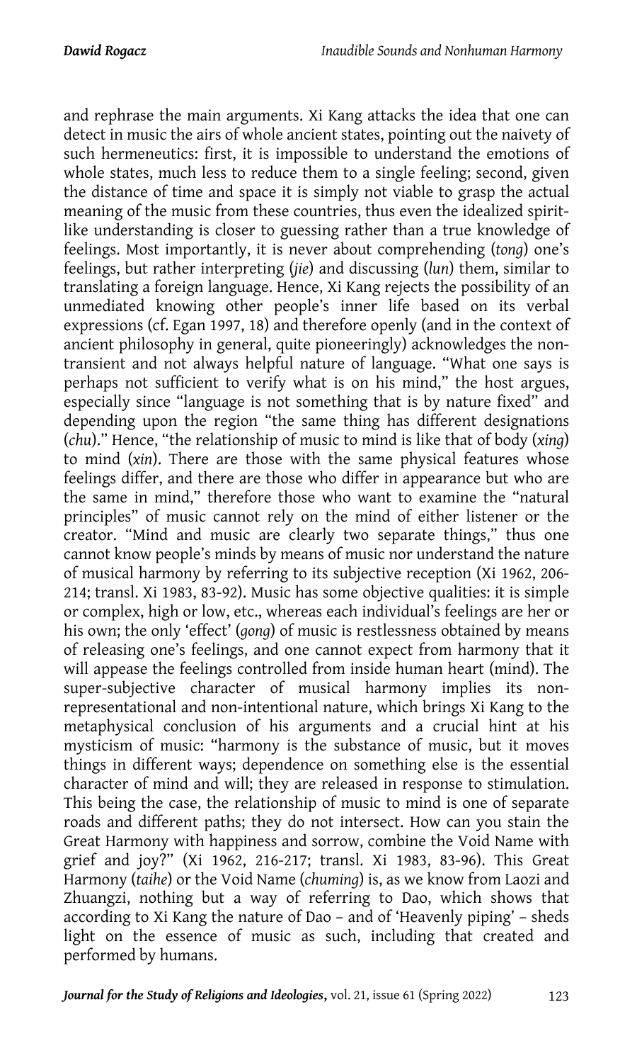and rephrase the main arguments. Xi Kang attacks the idea that one can detect in music the airs of whole ancient states, pointing out the naivety of such hermeneutics: first, it is impossible to understand the emotions of whole states, much less to reduce them to a single feeling; second, given the distance of time and space it is simply not viable to grasp the actual meaning of the music from these countries, thus even the idealized spirit-like understanding is closer to guessing rather than a true knowledge of feelings. Most importantly, it is never about comprehending (*tong*) one's feelings, but rather interpreting (*jie*) and discussing (*lun*) them, similar to translating a foreign language. Hence, Xi Kang rejects the possibility of an unmediated knowing other people's inner life based on its verbal expressions (cf. Egan 1997, 18) and therefore openly (and in the context of ancient philosophy in general, quite pioneeringly) acknowledges the non-transient and not always helpful nature of language. "What one says is perhaps not sufficient to verify what is on his mind," the host argues, especially since "language is not something that is by nature fixed" and depending upon the region "the same thing has different designations (*chu*)." Hence, "the relationship of music to mind is like that of body (*xing*) to mind (*xin*). There are those with the same physical features whose feelings differ, and there are those who differ in appearance but who are the same in mind," therefore those who want to examine the "natural principles" of music cannot rely on the mind of either listener or the creator. "Mind and music are clearly two separate things," thus one cannot know people's minds by means of music nor understand the nature of musical harmony by referring to its subjective reception (Xi 1962, 206-214; transl. Xi 1983, 83-92). Music has some objective qualities: it is simple or complex, high or low, etc., whereas each individual's feelings are her or his own; the only 'effect' (*gong*) of music is restlessness obtained by means of releasing one's feelings, and one cannot expect from harmony that it will appease the feelings controlled from inside human heart (mind). The super-subjective character of musical harmony implies its non-representational and non-intentional nature, which brings Xi Kang to the metaphysical conclusion of his arguments and a crucial hint at his mysticism of music: "harmony is the substance of music, but it moves things in different ways; dependence on something else is the essential character of mind and will; they are released in response to stimulation. This being the case, the relationship of music to mind is one of separate roads and different paths; they do not intersect. How can you stain the Great Harmony with happiness and sorrow, combine the Void Name with grief and joy?" (Xi 1962, 216-217; transl. Xi 1983, 83-96). This Great Harmony (*taihe*) or the Void Name (*chuming*) is, as we know from Laozi and Zhuangzi, nothing but a way of referring to Dao, which shows that according to Xi Kang the nature of Dao – and of 'Heavenly piping' – sheds light on the essence of music as such, including that created and performed by humans.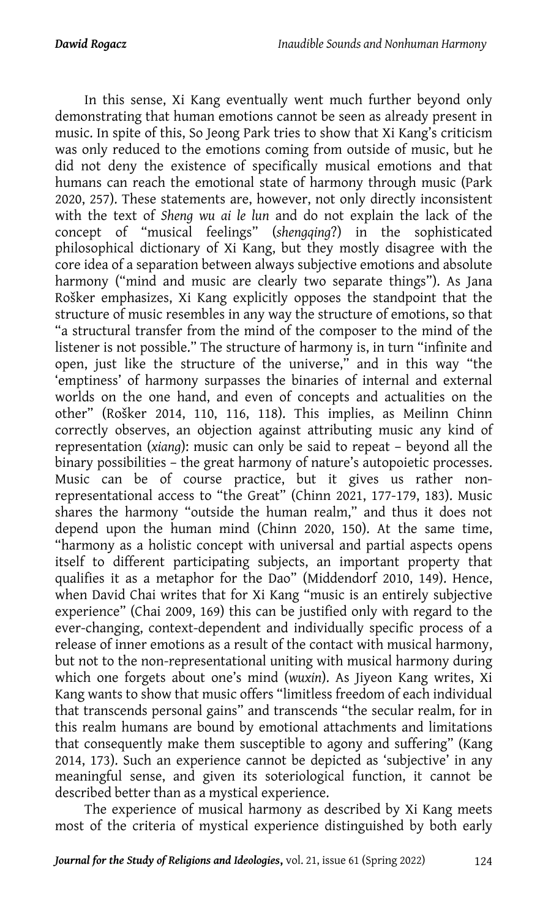In this sense, Xi Kang eventually went much further beyond only demonstrating that human emotions cannot be seen as already present in music. In spite of this, So Jeong Park tries to show that Xi Kang's criticism was only reduced to the emotions coming from outside of music, but he did not deny the existence of specifically musical emotions and that humans can reach the emotional state of harmony through music (Park 2020, 257). These statements are, however, not only directly inconsistent with the text of *Sheng wu ai le lun* and do not explain the lack of the concept of "musical feelings" (*shengqing*?) in the sophisticated philosophical dictionary of Xi Kang, but they mostly disagree with the core idea of a separation between always subjective emotions and absolute harmony ("mind and music are clearly two separate things"). As Jana Rošker emphasizes, Xi Kang explicitly opposes the standpoint that the structure of music resembles in any way the structure of emotions, so that "a structural transfer from the mind of the composer to the mind of the listener is not possible." The structure of harmony is, in turn "infinite and open, just like the structure of the universe," and in this way "the 'emptiness' of harmony surpasses the binaries of internal and external worlds on the one hand, and even of concepts and actualities on the other" (Rošker 2014, 110, 116, 118). This implies, as Meilinn Chinn correctly observes, an objection against attributing music any kind of representation (*xiang*): music can only be said to repeat – beyond all the binary possibilities – the great harmony of nature's autopoietic processes. Music can be of course practice, but it gives us rather non-representational access to "the Great" (Chinn 2021, 177-179, 183). Music shares the harmony "outside the human realm," and thus it does not depend upon the human mind (Chinn 2020, 150). At the same time, "harmony as a holistic concept with universal and partial aspects opens itself to different participating subjects, an important property that qualifies it as a metaphor for the Dao" (Middendorf 2010, 149). Hence, when David Chai writes that for Xi Kang "music is an entirely subjective experience" (Chai 2009, 169) this can be justified only with regard to the ever-changing, context-dependent and individually specific process of a release of inner emotions as a result of the contact with musical harmony, but not to the non-representational uniting with musical harmony during which one forgets about one's mind (*wuxin*). As Jiyeon Kang writes, Xi Kang wants to show that music offers "limitless freedom of each individual that transcends personal gains" and transcends "the secular realm, for in this realm humans are bound by emotional attachments and limitations that consequently make them susceptible to agony and suffering" (Kang 2014, 173). Such an experience cannot be depicted as 'subjective' in any meaningful sense, and given its soteriological function, it cannot be described better than as a mystical experience.

The experience of musical harmony as described by Xi Kang meets most of the criteria of mystical experience distinguished by both early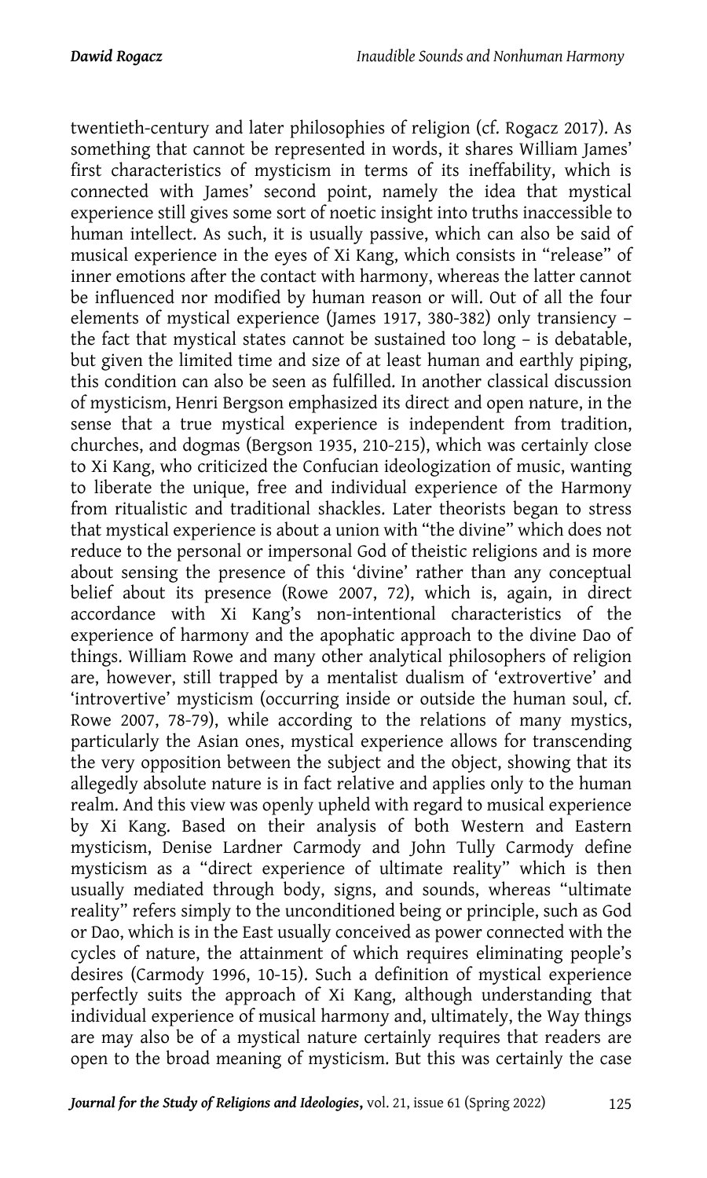twentieth-century and later philosophies of religion (cf. Rogacz 2017). As something that cannot be represented in words, it shares William James' first characteristics of mysticism in terms of its ineffability, which is connected with James' second point, namely the idea that mystical experience still gives some sort of noetic insight into truths inaccessible to human intellect. As such, it is usually passive, which can also be said of musical experience in the eyes of Xi Kang, which consists in "release" of inner emotions after the contact with harmony, whereas the latter cannot be influenced nor modified by human reason or will. Out of all the four elements of mystical experience (James 1917, 380-382) only transiency – the fact that mystical states cannot be sustained too long – is debatable, but given the limited time and size of at least human and earthly piping, this condition can also be seen as fulfilled. In another classical discussion of mysticism, Henri Bergson emphasized its direct and open nature, in the sense that a true mystical experience is independent from tradition, churches, and dogmas (Bergson 1935, 210-215), which was certainly close to Xi Kang, who criticized the Confucian ideologization of music, wanting to liberate the unique, free and individual experience of the Harmony from ritualistic and traditional shackles. Later theorists began to stress that mystical experience is about a union with "the divine" which does not reduce to the personal or impersonal God of theistic religions and is more about sensing the presence of this 'divine' rather than any conceptual belief about its presence (Rowe 2007, 72), which is, again, in direct accordance with Xi Kang's non-intentional characteristics of the experience of harmony and the apophatic approach to the divine Dao of things. William Rowe and many other analytical philosophers of religion are, however, still trapped by a mentalist dualism of 'extrovertive' and 'introvertive' mysticism (occurring inside or outside the human soul, cf. Rowe 2007, 78-79), while according to the relations of many mystics, particularly the Asian ones, mystical experience allows for transcending the very opposition between the subject and the object, showing that its allegedly absolute nature is in fact relative and applies only to the human realm. And this view was openly upheld with regard to musical experience by Xi Kang. Based on their analysis of both Western and Eastern mysticism, Denise Lardner Carmody and John Tully Carmody define mysticism as a "direct experience of ultimate reality" which is then usually mediated through body, signs, and sounds, whereas "ultimate reality" refers simply to the unconditioned being or principle, such as God or Dao, which is in the East usually conceived as power connected with the cycles of nature, the attainment of which requires eliminating people's desires (Carmody 1996, 10-15). Such a definition of mystical experience perfectly suits the approach of Xi Kang, although understanding that individual experience of musical harmony and, ultimately, the Way things are may also be of a mystical nature certainly requires that readers are open to the broad meaning of mysticism. But this was certainly the case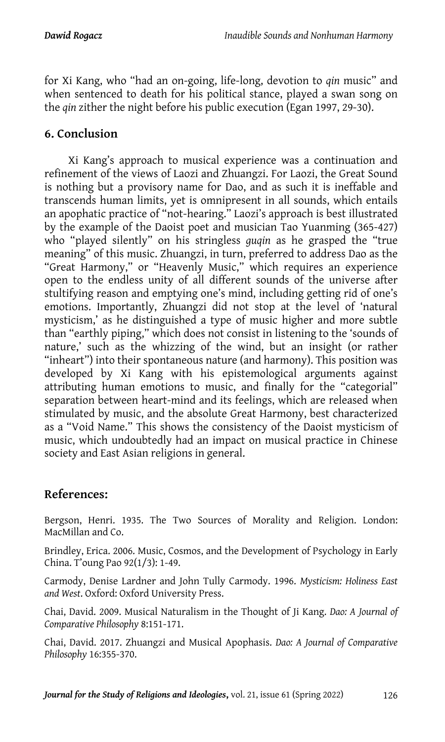for Xi Kang, who "had an on-going, life-long, devotion to *qin* music" and when sentenced to death for his political stance, played a swan song on the *qin* zither the night before his public execution (Egan 1997, 29-30).

## 6. Conclusion

Xi Kang's approach to musical experience was a continuation and refinement of the views of Laozi and Zhuangzi. For Laozi, the Great Sound is nothing but a provisory name for Dao, and as such it is ineffable and transcends human limits, yet is omnipresent in all sounds, which entails an apophatic practice of "not-hearing." Laozi's approach is best illustrated by the example of the Daoist poet and musician Tao Yuanming (365-427) who "played silently" on his stringless *guqin* as he grasped the "true meaning" of this music. Zhuangzi, in turn, preferred to address Dao as the "Great Harmony," or "Heavenly Music," which requires an experience open to the endless unity of all different sounds of the universe after stultifying reason and emptying one's mind, including getting rid of one's emotions. Importantly, Zhuangzi did not stop at the level of 'natural mysticism,' as he distinguished a type of music higher and more subtle than "earthly piping," which does not consist in listening to the 'sounds of nature,' such as the whizzing of the wind, but an insight (or rather "inheart") into their spontaneous nature (and harmony). This position was developed by Xi Kang with his epistemological arguments against attributing human emotions to music, and finally for the "categorial" separation between heart-mind and its feelings, which are released when stimulated by music, and the absolute Great Harmony, best characterized as a "Void Name." This shows the consistency of the Daoist mysticism of music, which undoubtedly had an impact on musical practice in Chinese society and East Asian religions in general.

## References:

Bergson, Henri. 1935. The Two Sources of Morality and Religion. London: MacMillan and Co.

Brindley, Erica. 2006. Music, Cosmos, and the Development of Psychology in Early China. T'oung Pao 92(1/3): 1-49.

Carmody, Denise Lardner and John Tully Carmody. 1996. *Mysticism: Holiness East and West*. Oxford: Oxford University Press.

Chai, David. 2009. Musical Naturalism in the Thought of Ji Kang. *Dao: A Journal of Comparative Philosophy* 8:151-171.

Chai, David. 2017. Zhuangzi and Musical Apophasis. *Dao: A Journal of Comparative Philosophy* 16:355-370.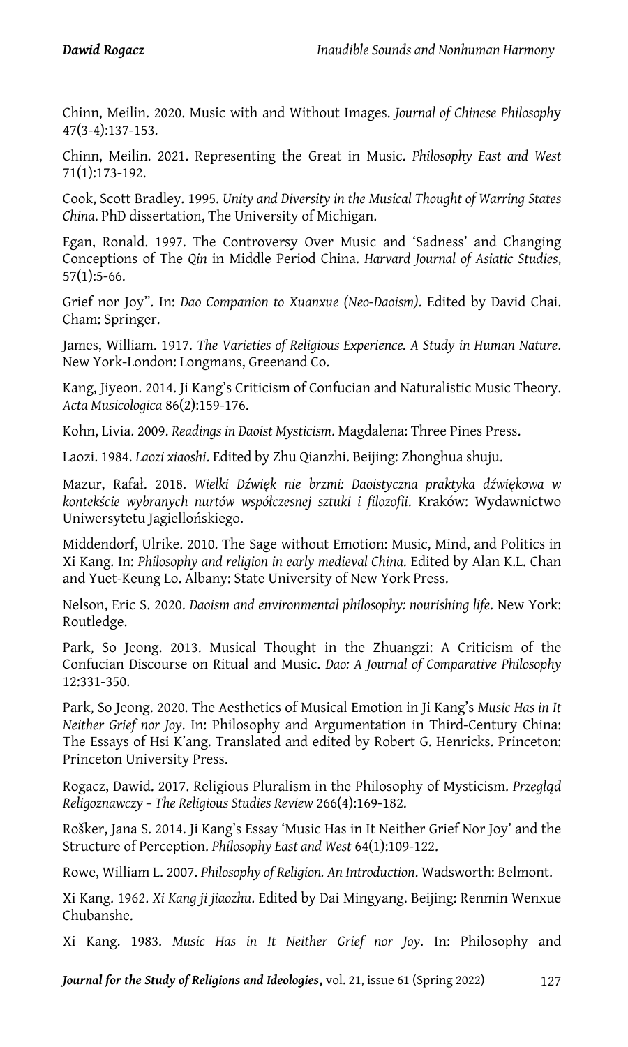Chinn, Meilin. 2020. Music with and Without Images. *Journal of Chinese Philosophy* 47(3-4):137-153.

Chinn, Meilin. 2021. Representing the Great in Music. *Philosophy East and West* 71(1):173-192.

Cook, Scott Bradley. 1995. *Unity and Diversity in the Musical Thought of Warring States China*. PhD dissertation, The University of Michigan.

Egan, Ronald. 1997. The Controversy Over Music and 'Sadness' and Changing Conceptions of The *Qin* in Middle Period China. *Harvard Journal of Asiatic Studies*, 57(1):5-66.

Grief nor Joy". In: *Dao Companion to Xuanxue (Neo-Daoism)*. Edited by David Chai. Cham: Springer.

James, William. 1917. *The Varieties of Religious Experience. A Study in Human Nature*. New York-London: Longmans, Greenand Co.

Kang, Jiyeon. 2014. Ji Kang's Criticism of Confucian and Naturalistic Music Theory. *Acta Musicologica* 86(2):159-176.

Kohn, Livia. 2009. *Readings in Daoist Mysticism*. Magdalena: Three Pines Press.

Laozi. 1984. *Laozi xiaoshi*. Edited by Zhu Qianzhi. Beijing: Zhonghua shuju.

Mazur, Rafał. 2018. *Wielki Dźwięk nie brzmi: Daoistyczna praktyka dźwiękowa w kontekście wybranych nurtów współczesnej sztuki i filozofii*. Kraków: Wydawnictwo Uniwersytetu Jagiellońskiego.

Middendorf, Ulrike. 2010. The Sage without Emotion: Music, Mind, and Politics in Xi Kang. In: *Philosophy and religion in early medieval China*. Edited by Alan K.L. Chan and Yuet-Keung Lo. Albany: State University of New York Press.

Nelson, Eric S. 2020. *Daoism and environmental philosophy: nourishing life*. New York: Routledge.

Park, So Jeong. 2013. Musical Thought in the Zhuangzi: A Criticism of the Confucian Discourse on Ritual and Music. *Dao: A Journal of Comparative Philosophy* 12:331-350.

Park, So Jeong. 2020. The Aesthetics of Musical Emotion in Ji Kang's *Music Has in It Neither Grief nor Joy*. In: Philosophy and Argumentation in Third-Century China: The Essays of Hsi K'ang. Translated and edited by Robert G. Henricks. Princeton: Princeton University Press.

Rogacz, Dawid. 2017. Religious Pluralism in the Philosophy of Mysticism. *Przegląd Religoznawczy – The Religious Studies Review* 266(4):169-182.

Rošker, Jana S. 2014. Ji Kang's Essay 'Music Has in It Neither Grief Nor Joy' and the Structure of Perception. *Philosophy East and West* 64(1):109-122.

Rowe, William L. 2007. *Philosophy of Religion. An Introduction*. Wadsworth: Belmont.

Xi Kang. 1962. *Xi Kang ji jiaozhu*. Edited by Dai Mingyang. Beijing: Renmin Wenxue Chubanshe.

Xi Kang. 1983. *Music Has in It Neither Grief nor Joy*. In: Philosophy and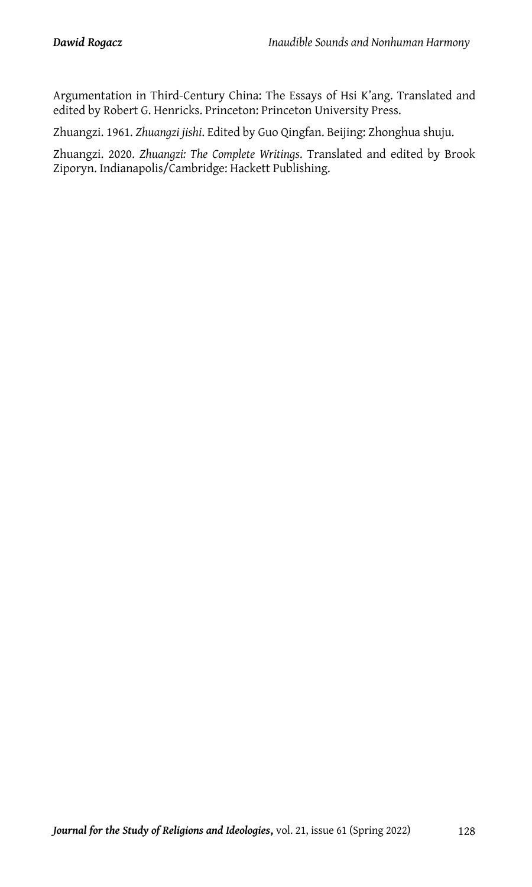Argumentation in Third-Century China: The Essays of Hsi K'ang. Translated and edited by Robert G. Henricks. Princeton: Princeton University Press.

Zhuangzi. 1961. *Zhuangzi jishi*. Edited by Guo Qingfan. Beijing: Zhonghua shuju.

Zhuangzi. 2020. *Zhuangzi: The Complete Writings*. Translated and edited by Brook Ziporyn. Indianapolis/Cambridge: Hackett Publishing.